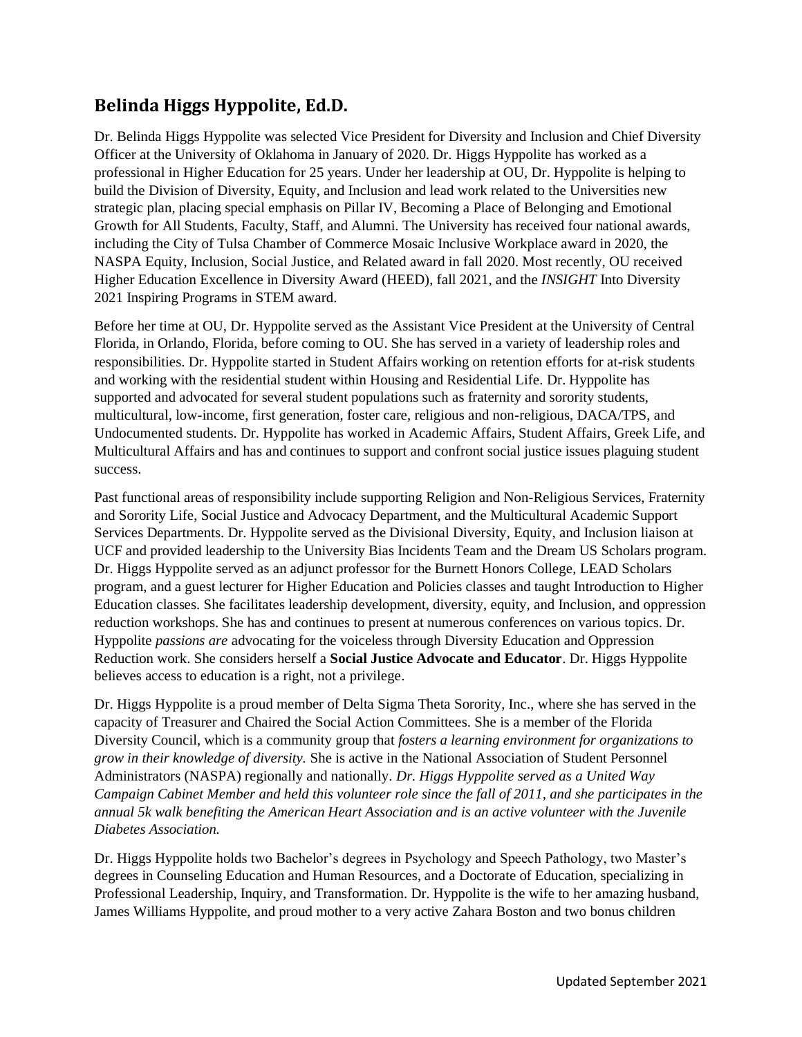## Belinda Higgs Hyppolite, Ed.D.

Dr. Belinda Higgs Hyppolite was selected Vice President for Diversity and Inclusion and Chief Diversity Officer at the University of Oklahoma in January of 2020. Dr. Higgs Hyppolite has worked as a professional in Higher Education for 25 years. Under her leadership at OU, Dr. Hyppolite is helping to build the Division of Diversity, Equity, and Inclusion and lead work related to the Universities new strategic plan, placing special emphasis on Pillar IV, Becoming a Place of Belonging and Emotional Growth for All Students, Faculty, Staff, and Alumni. The University has received four national awards, including the City of Tulsa Chamber of Commerce Mosaic Inclusive Workplace award in 2020, the NASPA Equity, Inclusion, Social Justice, and Related award in fall 2020. Most recently, OU received Higher Education Excellence in Diversity Award (HEED), fall 2021, and the *INSIGHT* Into Diversity 2021 Inspiring Programs in STEM award.

Before her time at OU, Dr. Hyppolite served as the Assistant Vice President at the University of Central Florida, in Orlando, Florida, before coming to OU. She has served in a variety of leadership roles and responsibilities. Dr. Hyppolite started in Student Affairs working on retention efforts for at-risk students and working with the residential student within Housing and Residential Life. Dr. Hyppolite has supported and advocated for several student populations such as fraternity and sorority students, multicultural, low-income, first generation, foster care, religious and non-religious, DACA/TPS, and Undocumented students. Dr. Hyppolite has worked in Academic Affairs, Student Affairs, Greek Life, and Multicultural Affairs and has and continues to support and confront social justice issues plaguing student success.

Past functional areas of responsibility include supporting Religion and Non-Religious Services, Fraternity and Sorority Life, Social Justice and Advocacy Department, and the Multicultural Academic Support Services Departments. Dr. Hyppolite served as the Divisional Diversity, Equity, and Inclusion liaison at UCF and provided leadership to the University Bias Incidents Team and the Dream US Scholars program. Dr. Higgs Hyppolite served as an adjunct professor for the Burnett Honors College, LEAD Scholars program, and a guest lecturer for Higher Education and Policies classes and taught Introduction to Higher Education classes. She facilitates leadership development, diversity, equity, and Inclusion, and oppression reduction workshops. She has and continues to present at numerous conferences on various topics. Dr. Hyppolite *passions are* advocating for the voiceless through Diversity Education and Oppression Reduction work. She considers herself a **Social Justice Advocate and Educator**. Dr. Higgs Hyppolite believes access to education is a right, not a privilege.

Dr. Higgs Hyppolite is a proud member of Delta Sigma Theta Sorority, Inc., where she has served in the capacity of Treasurer and Chaired the Social Action Committees. She is a member of the Florida Diversity Council, which is a community group that *fosters a learning environment for organizations to grow in their knowledge of diversity.* She is active in the National Association of Student Personnel Administrators (NASPA) regionally and nationally. *Dr. Higgs Hyppolite served as a United Way Campaign Cabinet Member and held this volunteer role since the fall of 2011, and she participates in the annual 5k walk benefiting the American Heart Association and is an active volunteer with the Juvenile Diabetes Association.*

Dr. Higgs Hyppolite holds two Bachelor's degrees in Psychology and Speech Pathology, two Master's degrees in Counseling Education and Human Resources, and a Doctorate of Education, specializing in Professional Leadership, Inquiry, and Transformation. Dr. Hyppolite is the wife to her amazing husband, James Williams Hyppolite, and proud mother to a very active Zahara Boston and two bonus children

Updated September 2021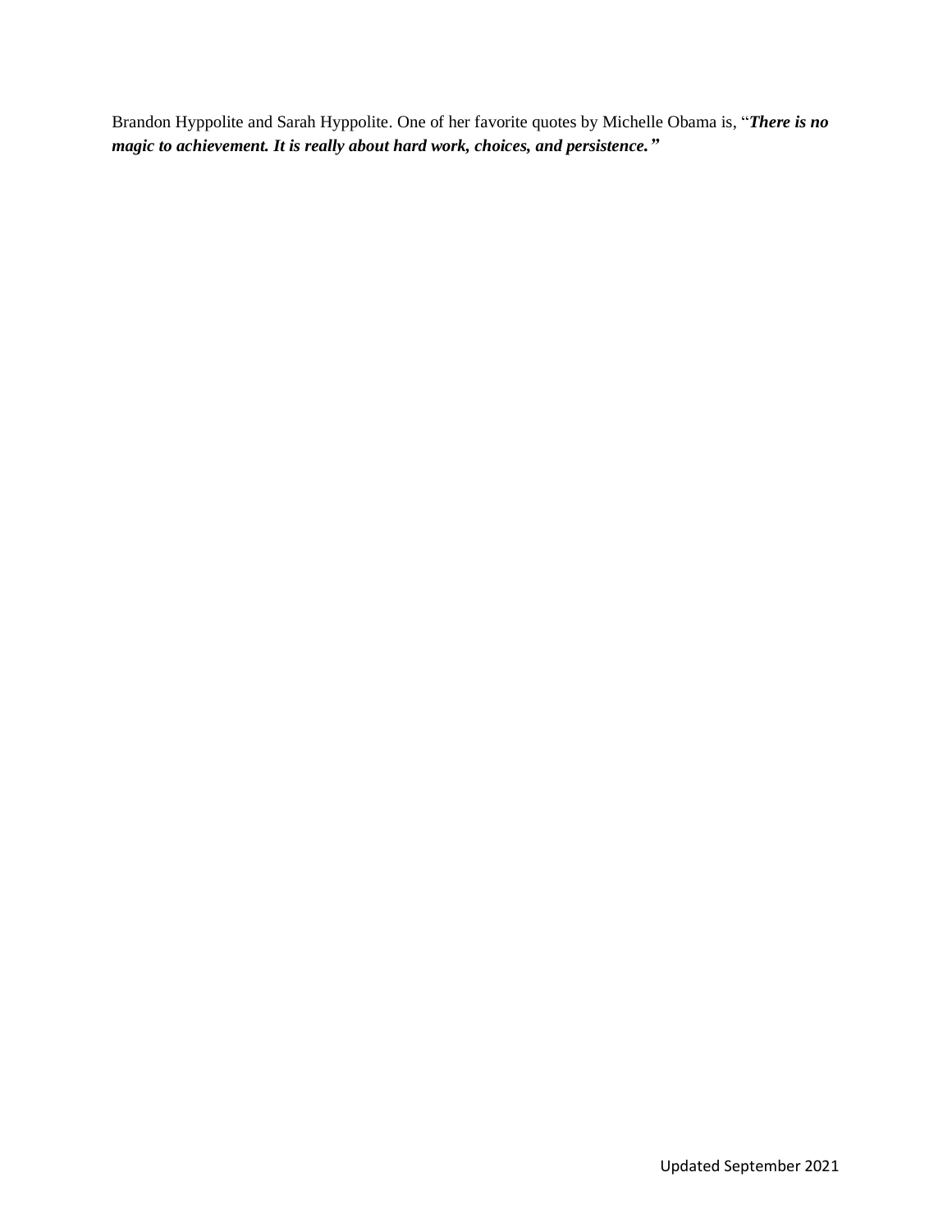Brandon Hyppolite and Sarah Hyppolite. One of her favorite quotes by Michelle Obama is, "***There is no magic to achievement. It is really about hard work, choices, and persistence.***"

Updated September 2021